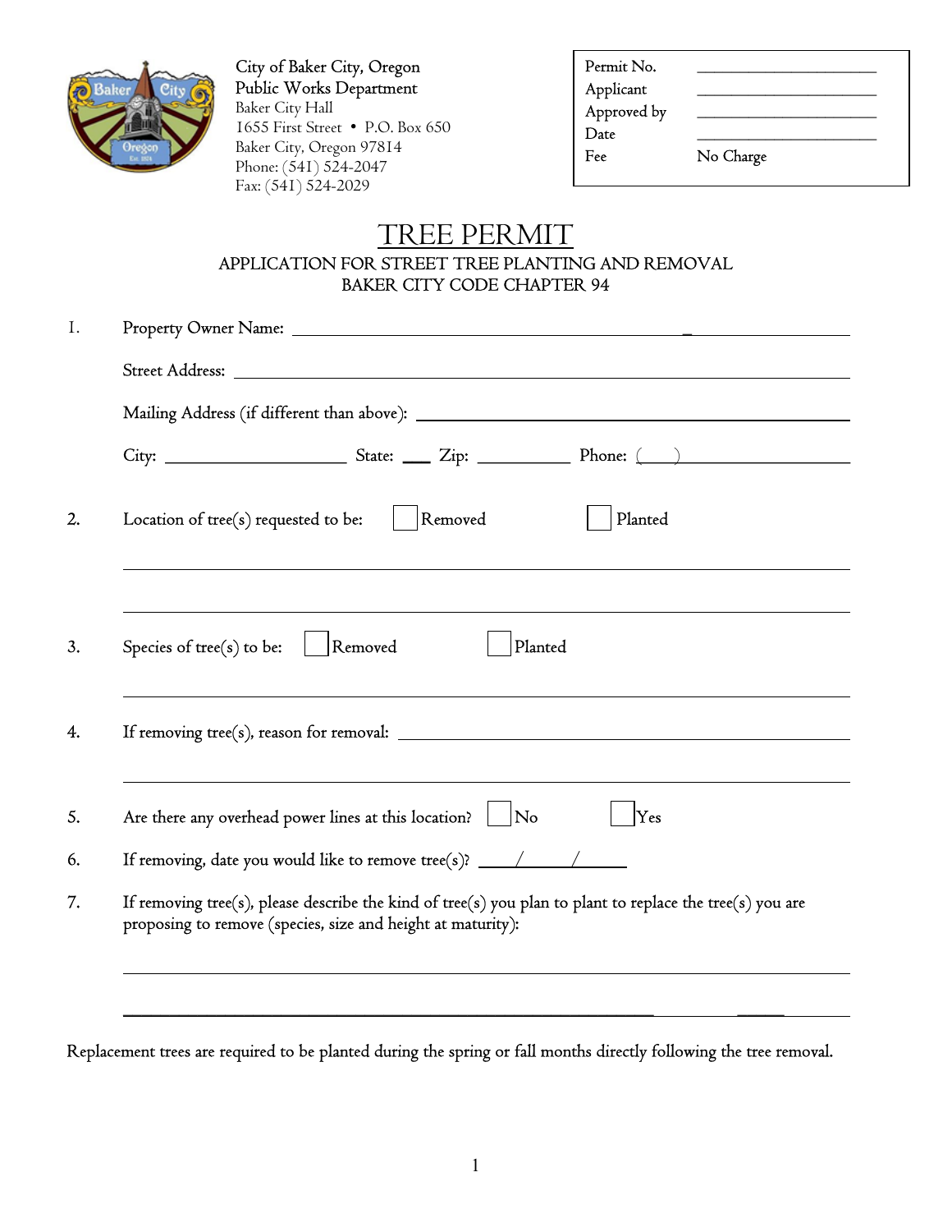City of Baker City, Oregon
Public Works Department
Baker City Hall
1655 First Street • P.O. Box 650
Baker City, Oregon 97814
Phone: (541) 524-2047
Fax: (541) 524-2029

| | |
|---|---|
| Permit No. | ________________ |
| Applicant | ________________ |
| Approved by | ________________ |
| Date | ________________ |
| Fee | No Charge |

# TREE PERMIT

## APPLICATION FOR STREET TREE PLANTING AND REMOVAL
## BAKER CITY CODE CHAPTER 94

1. Property Owner Name: ______________________________________________

   Street Address: ______________________________________________

   Mailing Address (if different than above): ______________________________

   City: ________________ State: ___ Zip: _________ Phone: (___) ______________

2. Location of tree(s) requested to be: ☐ Removed ☐ Planted

   ______________________________________________

   ______________________________________________

3. Species of tree(s) to be: ☐ Removed ☐ Planted

   ______________________________________________

4. If removing tree(s), reason for removal: ______________________________

   ______________________________________________

5. Are there any overhead power lines at this location? ☐ No ☐ Yes

6. If removing, date you would like to remove tree(s)? ____/____/____

7. If removing tree(s), please describe the kind of tree(s) you plan to plant to replace the tree(s) you are proposing to remove (species, size and height at maturity):

   ______________________________________________

   ______________________________________________

Replacement trees are required to be planted during the spring or fall months directly following the tree removal.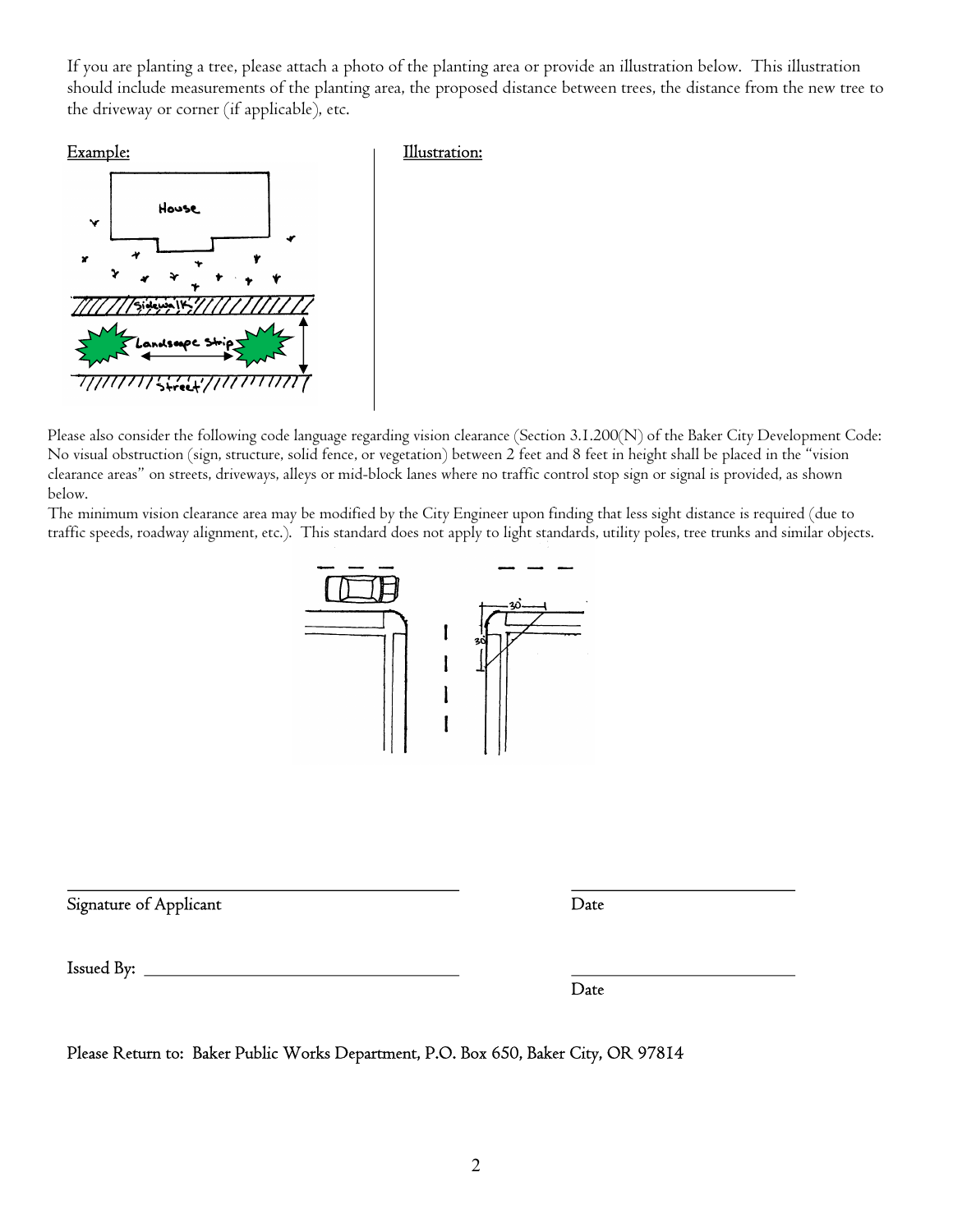If you are planting a tree, please attach a photo of the planting area or provide an illustration below. This illustration should include measurements of the planting area, the proposed distance between trees, the distance from the new tree to the driveway or corner (if applicable), etc.

Example:

House

Sidewalk

Landscape Strip

Street

Illustration:

Please also consider the following code language regarding vision clearance (Section 3.1.200(N) of the Baker City Development Code: No visual obstruction (sign, structure, solid fence, or vegetation) between 2 feet and 8 feet in height shall be placed in the "vision clearance areas" on streets, driveways, alleys or mid-block lanes where no traffic control stop sign or signal is provided, as shown below.

The minimum vision clearance area may be modified by the City Engineer upon finding that less sight distance is required (due to traffic speeds, roadway alignment, etc.). This standard does not apply to light standards, utility poles, tree trunks and similar objects.

30'

30'

Signature of Applicant ______________________ Date ______________

Issued By: ______________________ Date ______________

Please Return to: Baker Public Works Department, P.O. Box 650, Baker City, OR 97814